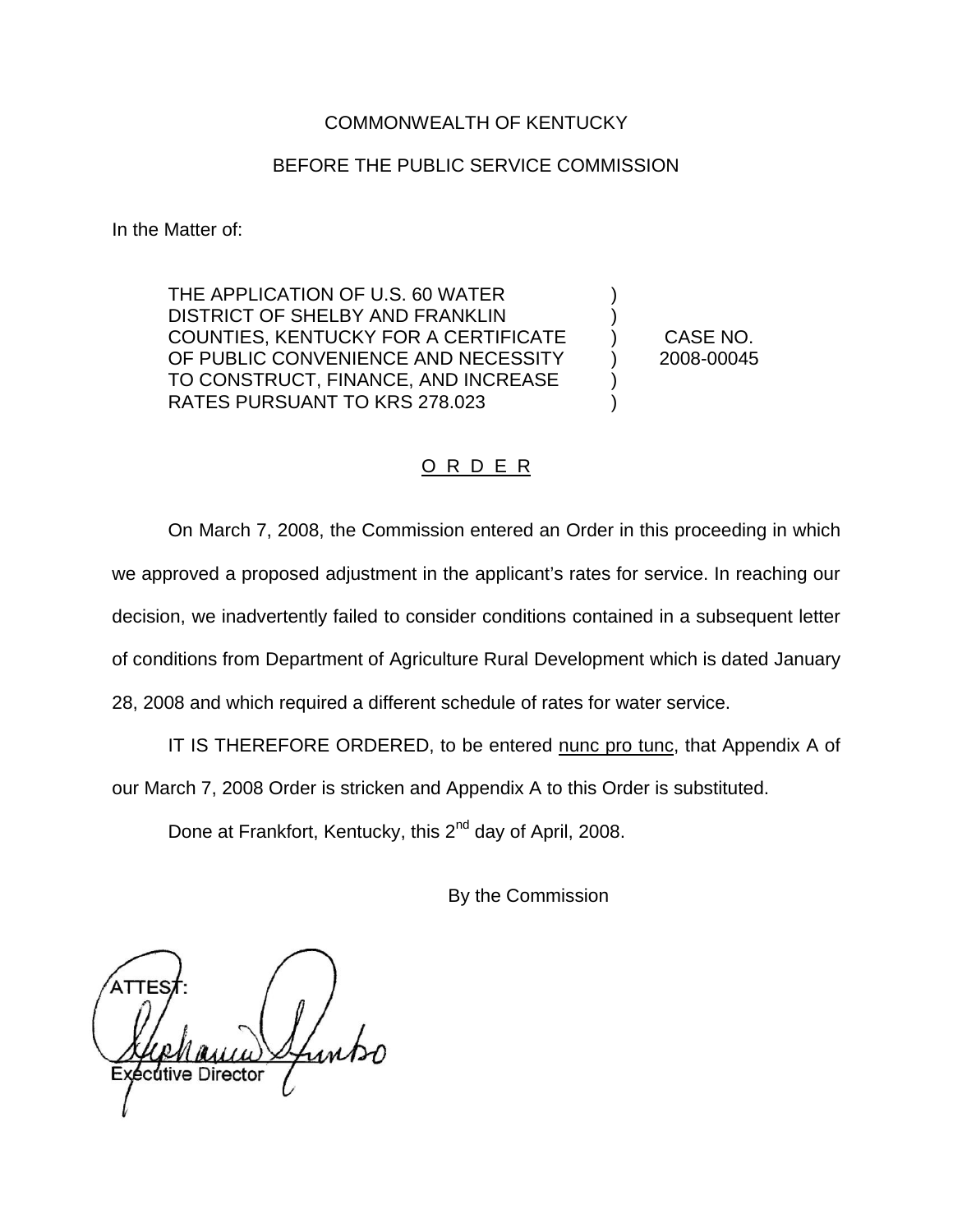COMMONWEALTH OF KENTUCKY

BEFORE THE PUBLIC SERVICE COMMISSION

In the Matter of:

| | | |
|---|---|---|
| THE APPLICATION OF U.S. 60 WATER DISTRICT OF SHELBY AND FRANKLIN COUNTIES, KENTUCKY FOR A CERTIFICATE OF PUBLIC CONVENIENCE AND NECESSITY TO CONSTRUCT, FINANCE, AND INCREASE RATES PURSUANT TO KRS 278.023 | ) ) ) ) ) ) | CASE NO. 2008-00045 |

## O R D E R

On March 7, 2008, the Commission entered an Order in this proceeding in which we approved a proposed adjustment in the applicant's rates for service. In reaching our decision, we inadvertently failed to consider conditions contained in a subsequent letter of conditions from Department of Agriculture Rural Development which is dated January 28, 2008 and which required a different schedule of rates for water service.

IT IS THEREFORE ORDERED, to be entered nunc pro tunc, that Appendix A of our March 7, 2008 Order is stricken and Appendix A to this Order is substituted.

Done at Frankfort, Kentucky, this 2nd day of April, 2008.

By the Commission

ATTEST:

Executive Director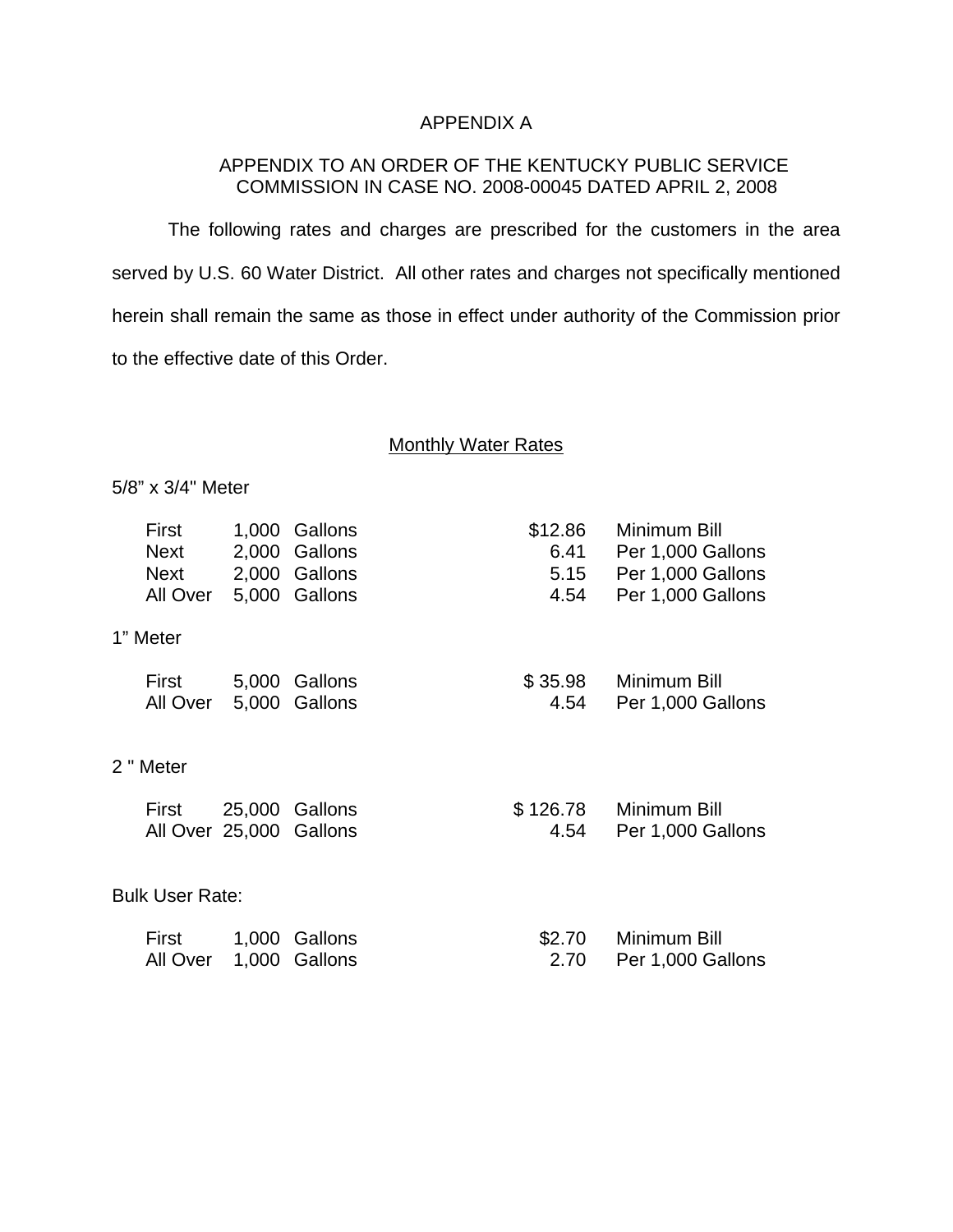# APPENDIX A

## APPENDIX TO AN ORDER OF THE KENTUCKY PUBLIC SERVICE COMMISSION IN CASE NO. 2008-00045 DATED APRIL 2, 2008

The following rates and charges are prescribed for the customers in the area served by U.S. 60 Water District. All other rates and charges not specifically mentioned herein shall remain the same as those in effect under authority of the Commission prior to the effective date of this Order.

### Monthly Water Rates

5/8" x 3/4" Meter

| | | | | |
|---|---|---|---|---|
| First | 1,000 | Gallons | $12.86 | Minimum Bill |
| Next | 2,000 | Gallons | 6.41 | Per 1,000 Gallons |
| Next | 2,000 | Gallons | 5.15 | Per 1,000 Gallons |
| All Over | 5,000 | Gallons | 4.54 | Per 1,000 Gallons |

1" Meter

| | | | | |
|---|---|---|---|---|
| First | 5,000 | Gallons | $ 35.98 | Minimum Bill |
| All Over | 5,000 | Gallons | 4.54 | Per 1,000 Gallons |

2 " Meter

| | | | | |
|---|---|---|---|---|
| First | 25,000 | Gallons | $ 126.78 | Minimum Bill |
| All Over | 25,000 | Gallons | 4.54 | Per 1,000 Gallons |

Bulk User Rate:

| | | | | |
|---|---|---|---|---|
| First | 1,000 | Gallons | $2.70 | Minimum Bill |
| All Over | 1,000 | Gallons | 2.70 | Per 1,000 Gallons |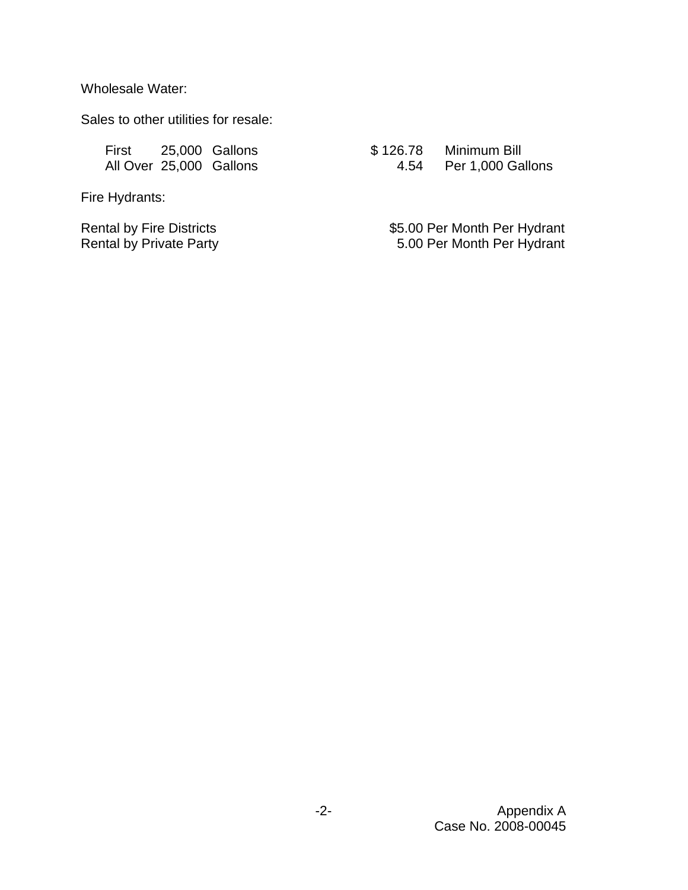Wholesale Water:

Sales to other utilities for resale:

| | | | |
|---|---|---|---|
| First | 25,000 Gallons | $ 126.78 | Minimum Bill |
| All Over | 25,000 Gallons | 4.54 | Per 1,000 Gallons |

Fire Hydrants:

| | |
|---|---|
| Rental by Fire Districts | $5.00 Per Month Per Hydrant |
| Rental by Private Party | 5.00 Per Month Per Hydrant |

Appendix A
Case No. 2008-00045